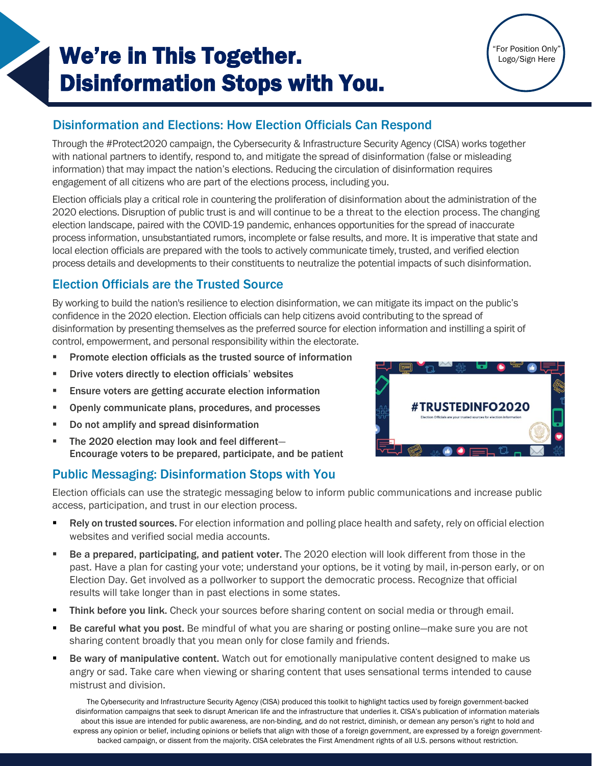"For Position Only" Logo/Sign Here

# We're in This Together. Disinformation Stops with You.

## Disinformation and Elections: How Election Officials Can Respond

Through the #Protect2020 campaign, the Cybersecurity & Infrastructure Security Agency (CISA) works together with national partners to identify, respond to, and mitigate the spread of disinformation (false or misleading information) that may impact the nation's elections. Reducing the circulation of disinformation requires engagement of all citizens who are part of the elections process, including you.

Election officials play a critical role in countering the proliferation of disinformation about the administration of the 2020 elections. Disruption of public trust is and will continue to be a threat to the election process. The changing election landscape, paired with the COVID-19 pandemic, enhances opportunities for the spread of inaccurate process information, unsubstantiated rumors, incomplete or false results, and more. It is imperative that state and local election officials are prepared with the tools to actively communicate timely, trusted, and verified election process details and developments to their constituents to neutralize the potential impacts of such disinformation.

## Election Officials are the Trusted Source

By working to build the nation's resilience to election disinformation, we can mitigate its impact on the public's confidence in the 2020 election. Election officials can help citizens avoid contributing to the spread of disinformation by presenting themselves as the preferred source for election information and instilling a spirit of control, empowerment, and personal responsibility within the electorate.

- **Promote election officials as the trusted source of information**
- **Drive voters directly to election officials' websites**
- **Ensure voters are getting accurate election information**
- **Openly communicate plans, procedures, and processes**
- **Do not amplify and spread disinformation**
- **The 2020 election may look and feel different— Encourage voters to be prepared, participate, and be patient**

#TRUSTEDINFO2020

Election Officials are your trusted sources for election information

## Public Messaging: Disinformation Stops with You

Election officials can use the strategic messaging below to inform public communications and increase public access, participation, and trust in our election process.

- **Rely on trusted sources.** For election information and polling place health and safety, rely on official election websites and verified social media accounts.
- **Be a prepared, participating, and patient voter.** The 2020 election will look different from those in the past. Have a plan for casting your vote; understand your options, be it voting by mail, in-person early, or on Election Day. Get involved as a pollworker to support the democratic process. Recognize that official results will take longer than in past elections in some states.
- **Think before you link.** Check your sources before sharing content on social media or through email.
- **Be careful what you post.** Be mindful of what you are sharing or posting online—make sure you are not sharing content broadly that you mean only for close family and friends.
- **Be wary of manipulative content.** Watch out for emotionally manipulative content designed to make us angry or sad. Take care when viewing or sharing content that uses sensational terms intended to cause mistrust and division.

The Cybersecurity and Infrastructure Security Agency (CISA) produced this toolkit to highlight tactics used by foreign government-backed disinformation campaigns that seek to disrupt American life and the infrastructure that underlies it. CISA's publication of information materials about this issue are intended for public awareness, are non-binding, and do not restrict, diminish, or demean any person's right to hold and express any opinion or belief, including opinions or beliefs that align with those of a foreign government, are expressed by a foreign government-backed campaign, or dissent from the majority. CISA celebrates the First Amendment rights of all U.S. persons without restriction.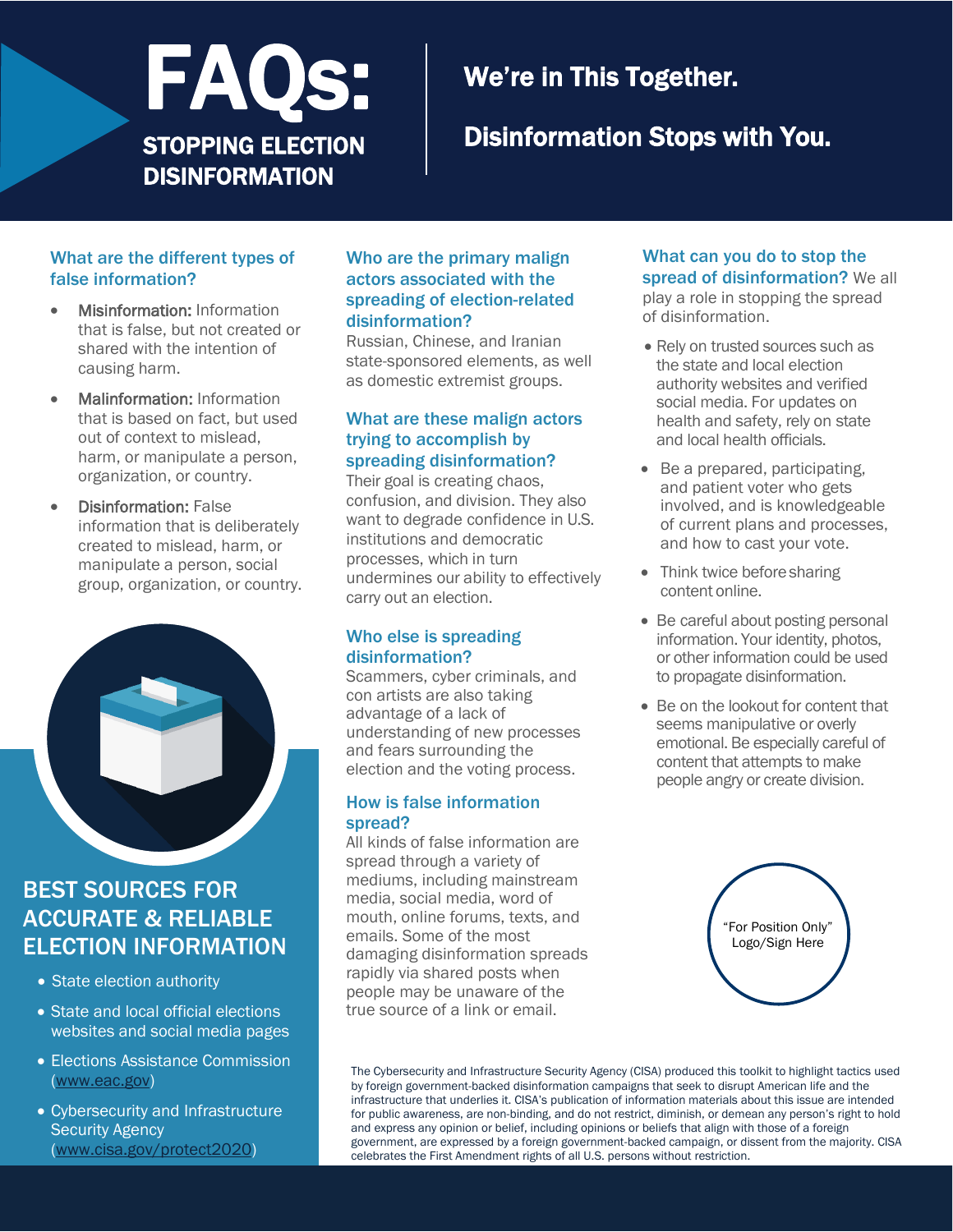# FAQs: STOPPING ELECTION DISINFORMATION

## We're in This Together.

## Disinformation Stops with You.

### What are the different types of false information?

- **Misinformation:** Information that is false, but not created or shared with the intention of causing harm.
- **Malinformation:** Information that is based on fact, but used out of context to mislead, harm, or manipulate a person, organization, or country.
- **Disinformation:** False information that is deliberately created to mislead, harm, or manipulate a person, social group, organization, or country.

## BEST SOURCES FOR ACCURATE & RELIABLE ELECTION INFORMATION

- State election authority
- State and local official elections websites and social media pages
- Elections Assistance Commission (www.eac.gov)
- Cybersecurity and Infrastructure Security Agency (www.cisa.gov/protect2020)

### Who are the primary malign actors associated with the spreading of election-related disinformation?

Russian, Chinese, and Iranian state-sponsored elements, as well as domestic extremist groups.

### What are these malign actors trying to accomplish by spreading disinformation?

Their goal is creating chaos, confusion, and division. They also want to degrade confidence in U.S. institutions and democratic processes, which in turn undermines our ability to effectively carry out an election.

### Who else is spreading disinformation?

Scammers, cyber criminals, and con artists are also taking advantage of a lack of understanding of new processes and fears surrounding the election and the voting process.

### How is false information spread?

All kinds of false information are spread through a variety of mediums, including mainstream media, social media, word of mouth, online forums, texts, and emails. Some of the most damaging disinformation spreads rapidly via shared posts when people may be unaware of the true source of a link or email.

### What can you do to stop the spread of disinformation?

We all play a role in stopping the spread of disinformation.

- Rely on trusted sources such as the state and local election authority websites and verified social media. For updates on health and safety, rely on state and local health officials.
- Be a prepared, participating, and patient voter who gets involved, and is knowledgeable of current plans and processes, and how to cast your vote.
- Think twice before sharing content online.
- Be careful about posting personal information. Your identity, photos, or other information could be used to propagate disinformation.
- Be on the lookout for content that seems manipulative or overly emotional. Be especially careful of content that attempts to make people angry or create division.

"For Position Only" Logo/Sign Here

The Cybersecurity and Infrastructure Security Agency (CISA) produced this toolkit to highlight tactics used by foreign government-backed disinformation campaigns that seek to disrupt American life and the infrastructure that underlies it. CISA's publication of information materials about this issue are intended for public awareness, are non-binding, and do not restrict, diminish, or demean any person's right to hold and express any opinion or belief, including opinions or beliefs that align with those of a foreign government, are expressed by a foreign government-backed campaign, or dissent from the majority. CISA celebrates the First Amendment rights of all U.S. persons without restriction.